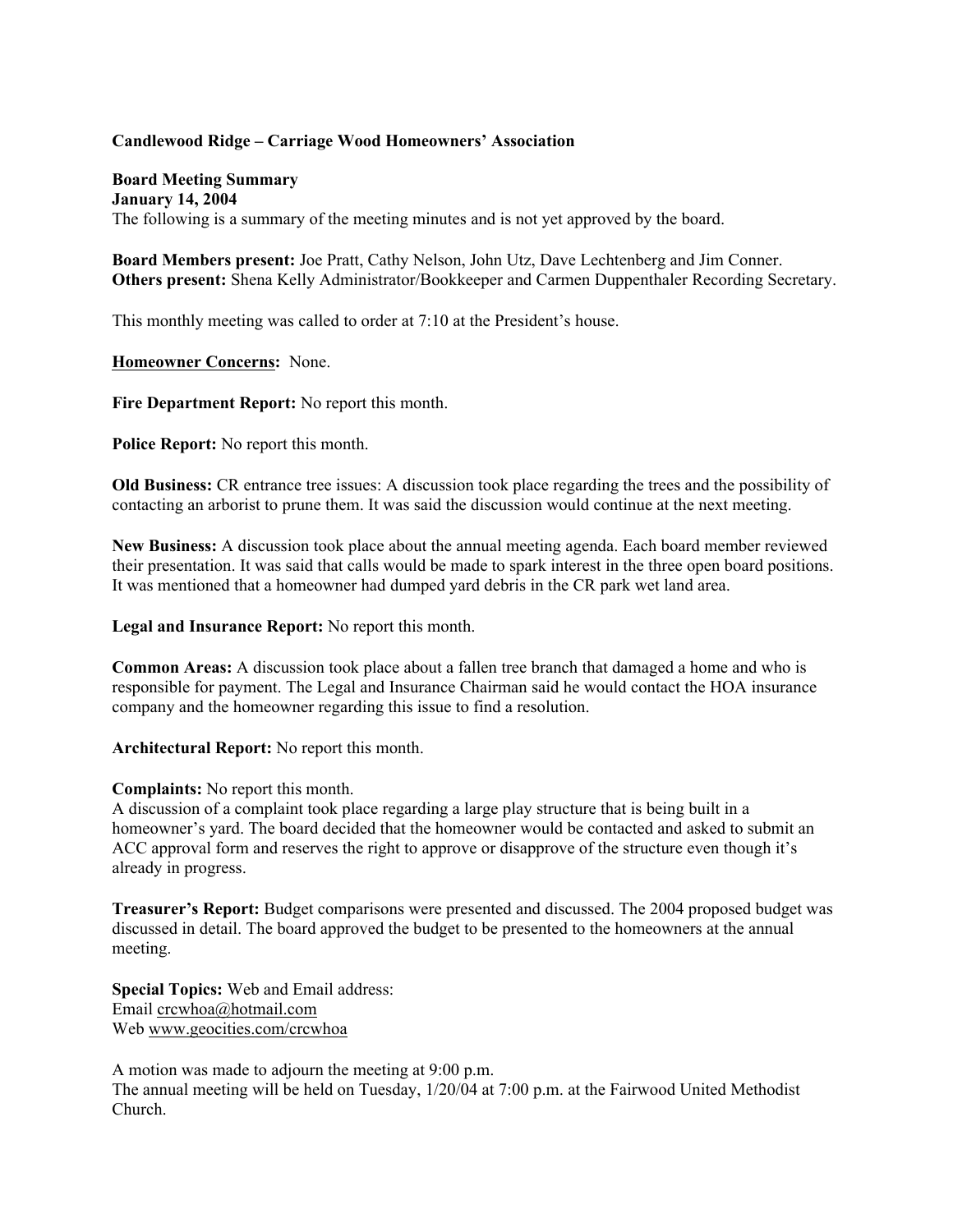**Candlewood Ridge – Carriage Wood Homeowners' Association**

**Board Meeting Summary**
**January 14, 2004**
The following is a summary of the meeting minutes and is not yet approved by the board.

**Board Members present:** Joe Pratt, Cathy Nelson, John Utz, Dave Lechtenberg and Jim Conner.
**Others present:** Shena Kelly Administrator/Bookkeeper and Carmen Duppenthaler Recording Secretary.

This monthly meeting was called to order at 7:10 at the President's house.

**Homeowner Concerns:** None.

**Fire Department Report:** No report this month.

**Police Report:** No report this month.

**Old Business:** CR entrance tree issues: A discussion took place regarding the trees and the possibility of contacting an arborist to prune them. It was said the discussion would continue at the next meeting.

**New Business:** A discussion took place about the annual meeting agenda. Each board member reviewed their presentation. It was said that calls would be made to spark interest in the three open board positions. It was mentioned that a homeowner had dumped yard debris in the CR park wet land area.

**Legal and Insurance Report:** No report this month.

**Common Areas:** A discussion took place about a fallen tree branch that damaged a home and who is responsible for payment. The Legal and Insurance Chairman said he would contact the HOA insurance company and the homeowner regarding this issue to find a resolution.

**Architectural Report:** No report this month.

**Complaints:** No report this month.
A discussion of a complaint took place regarding a large play structure that is being built in a homeowner's yard. The board decided that the homeowner would be contacted and asked to submit an ACC approval form and reserves the right to approve or disapprove of the structure even though it's already in progress.

**Treasurer's Report:** Budget comparisons were presented and discussed. The 2004 proposed budget was discussed in detail. The board approved the budget to be presented to the homeowners at the annual meeting.

**Special Topics:** Web and Email address:
Email crcwhoa@hotmail.com
Web www.geocities.com/crcwhoa

A motion was made to adjourn the meeting at 9:00 p.m.
The annual meeting will be held on Tuesday, 1/20/04 at 7:00 p.m. at the Fairwood United Methodist Church.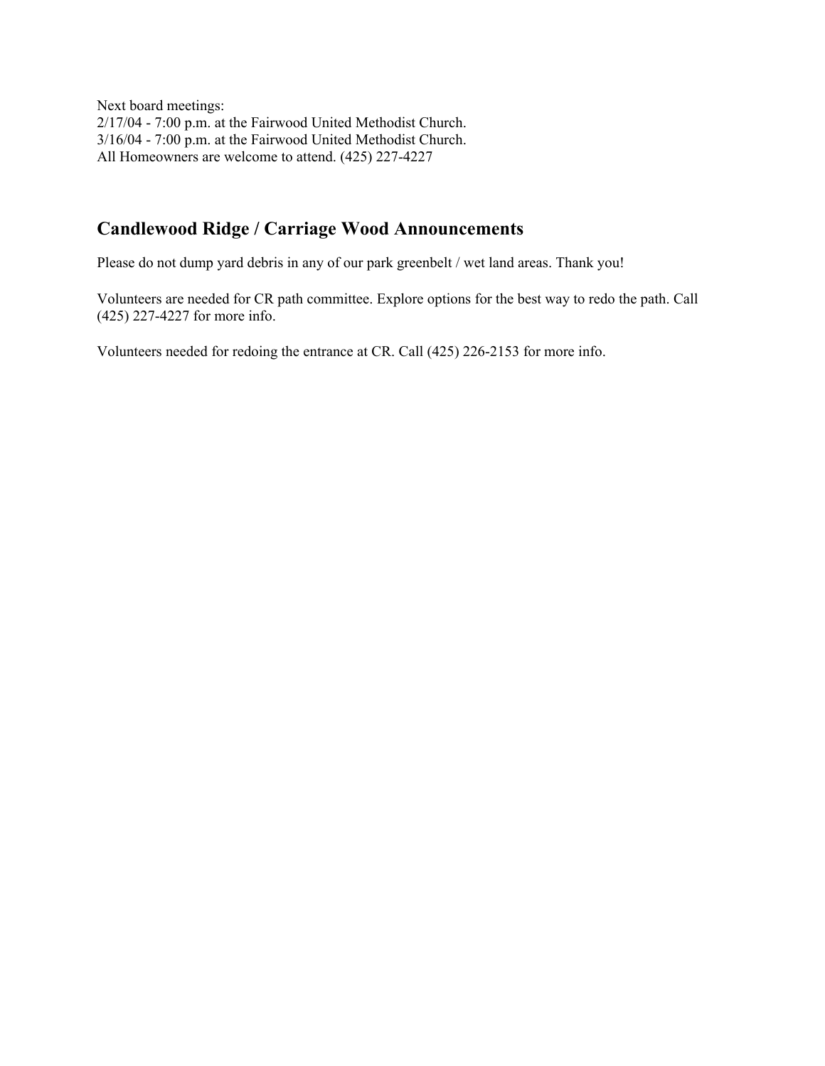Next board meetings:
2/17/04 - 7:00 p.m. at the Fairwood United Methodist Church.
3/16/04 - 7:00 p.m. at the Fairwood United Methodist Church.
All Homeowners are welcome to attend. (425) 227-4227

## Candlewood Ridge / Carriage Wood Announcements

Please do not dump yard debris in any of our park greenbelt / wet land areas. Thank you!

Volunteers are needed for CR path committee. Explore options for the best way to redo the path. Call (425) 227-4227 for more info.

Volunteers needed for redoing the entrance at CR. Call (425) 226-2153 for more info.